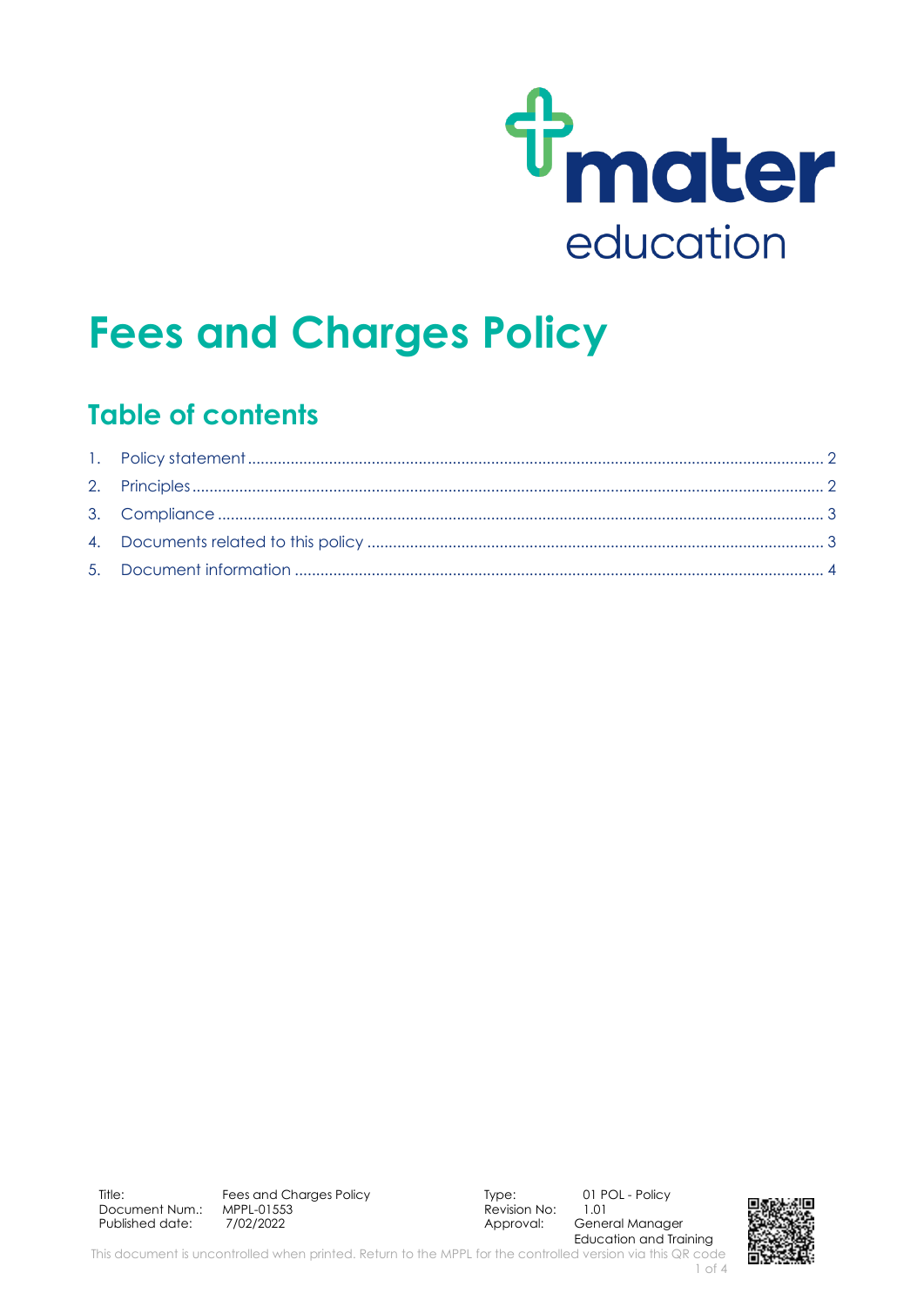# Fees and Charges Policy

## Table of contents

1. Policy statement ..... 2
2. Principles ..... 2
3. Compliance ..... 3
4. Documents related to this policy ..... 3
5. Document information ..... 4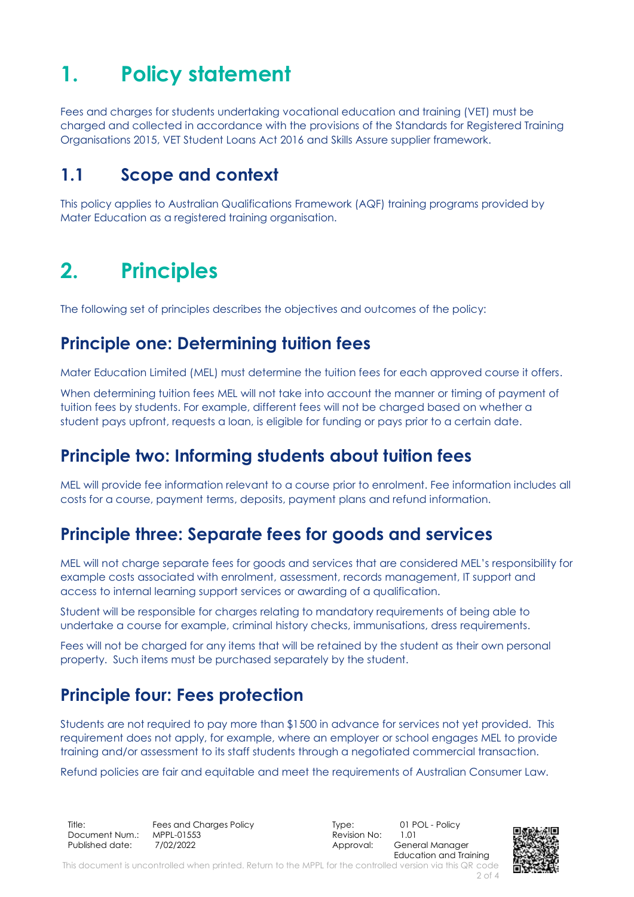# 1. Policy statement

Fees and charges for students undertaking vocational education and training (VET) must be charged and collected in accordance with the provisions of the Standards for Registered Training Organisations 2015, VET Student Loans Act 2016 and Skills Assure supplier framework.

## 1.1 Scope and context

This policy applies to Australian Qualifications Framework (AQF) training programs provided by Mater Education as a registered training organisation.

# 2. Principles

The following set of principles describes the objectives and outcomes of the policy:

## Principle one: Determining tuition fees

Mater Education Limited (MEL) must determine the tuition fees for each approved course it offers.

When determining tuition fees MEL will not take into account the manner or timing of payment of tuition fees by students. For example, different fees will not be charged based on whether a student pays upfront, requests a loan, is eligible for funding or pays prior to a certain date.

## Principle two: Informing students about tuition fees

MEL will provide fee information relevant to a course prior to enrolment. Fee information includes all costs for a course, payment terms, deposits, payment plans and refund information.

## Principle three: Separate fees for goods and services

MEL will not charge separate fees for goods and services that are considered MEL's responsibility for example costs associated with enrolment, assessment, records management, IT support and access to internal learning support services or awarding of a qualification.

Student will be responsible for charges relating to mandatory requirements of being able to undertake a course for example, criminal history checks, immunisations, dress requirements.

Fees will not be charged for any items that will be retained by the student as their own personal property. Such items must be purchased separately by the student.

## Principle four: Fees protection

Students are not required to pay more than $1500 in advance for services not yet provided. This requirement does not apply, for example, where an employer or school engages MEL to provide training and/or assessment to its staff students through a negotiated commercial transaction.

Refund policies are fair and equitable and meet the requirements of Australian Consumer Law.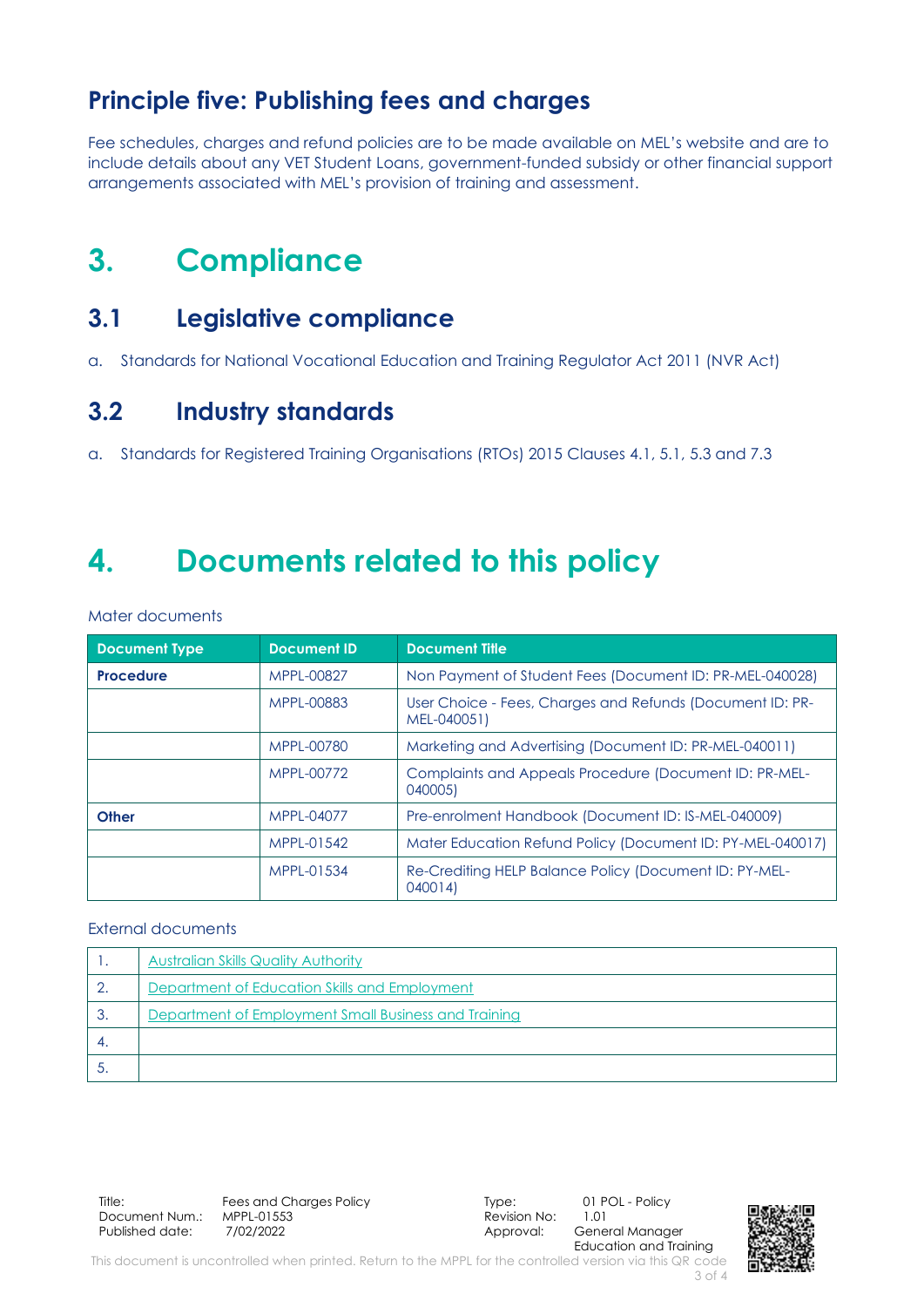## Principle five: Publishing fees and charges

Fee schedules, charges and refund policies are to be made available on MEL's website and are to include details about any VET Student Loans, government-funded subsidy or other financial support arrangements associated with MEL's provision of training and assessment.

# 3. Compliance

## 3.1 Legislative compliance

a. Standards for National Vocational Education and Training Regulator Act 2011 (NVR Act)

## 3.2 Industry standards

a. Standards for Registered Training Organisations (RTOs) 2015 Clauses 4.1, 5.1, 5.3 and 7.3

# 4. Documents related to this policy

Mater documents

| Document Type | Document ID | Document Title |
|---|---|---|
| **Procedure** | MPPL-00827 | Non Payment of Student Fees (Document ID: PR-MEL-040028) |
| | MPPL-00883 | User Choice - Fees, Charges and Refunds (Document ID: PR-MEL-040051) |
| | MPPL-00780 | Marketing and Advertising (Document ID: PR-MEL-040011) |
| | MPPL-00772 | Complaints and Appeals Procedure (Document ID: PR-MEL-040005) |
| **Other** | MPPL-04077 | Pre-enrolment Handbook (Document ID: IS-MEL-040009) |
| | MPPL-01542 | Mater Education Refund Policy (Document ID: PY-MEL-040017) |
| | MPPL-01534 | Re-Crediting HELP Balance Policy (Document ID: PY-MEL-040014) |

External documents

| | |
|---|---|
| 1. | Australian Skills Quality Authority |
| 2. | Department of Education Skills and Employment |
| 3. | Department of Employment Small Business and Training |
| 4. | |
| 5. | |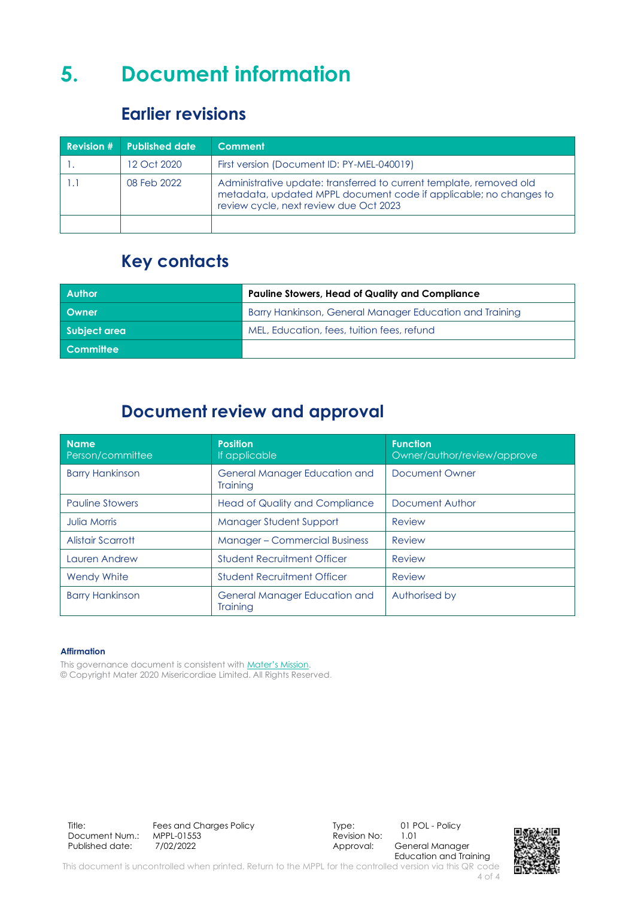# 5. Document information

## Earlier revisions

| Revision # | Published date | Comment |
|---|---|---|
| 1. | 12 Oct 2020 | First version (Document ID: PY-MEL-040019) |
| 1.1 | 08 Feb 2022 | Administrative update: transferred to current template, removed old metadata, updated MPPL document code if applicable; no changes to review cycle, next review due Oct 2023 |
| | | |

## Key contacts

| | |
|---|---|
| **Author** | **Pauline Stowers, Head of Quality and Compliance** |
| **Owner** | Barry Hankinson, General Manager Education and Training |
| **Subject area** | MEL, Education, fees, tuition fees, refund |
| **Committee** | |

## Document review and approval

| **Name** Person/committee | **Position** If applicable | **Function** Owner/author/review/approve |
|---|---|---|
| Barry Hankinson | General Manager Education and Training | Document Owner |
| Pauline Stowers | Head of Quality and Compliance | Document Author |
| Julia Morris | Manager Student Support | Review |
| Alistair Scarrott | Manager – Commercial Business | Review |
| Lauren Andrew | Student Recruitment Officer | Review |
| Wendy White | Student Recruitment Officer | Review |
| Barry Hankinson | General Manager Education and Training | Authorised by |

**Affirmation**

This governance document is consistent with [Mater's Mission](#).
© Copyright Mater 2020 Misericordiae Limited. All Rights Reserved.